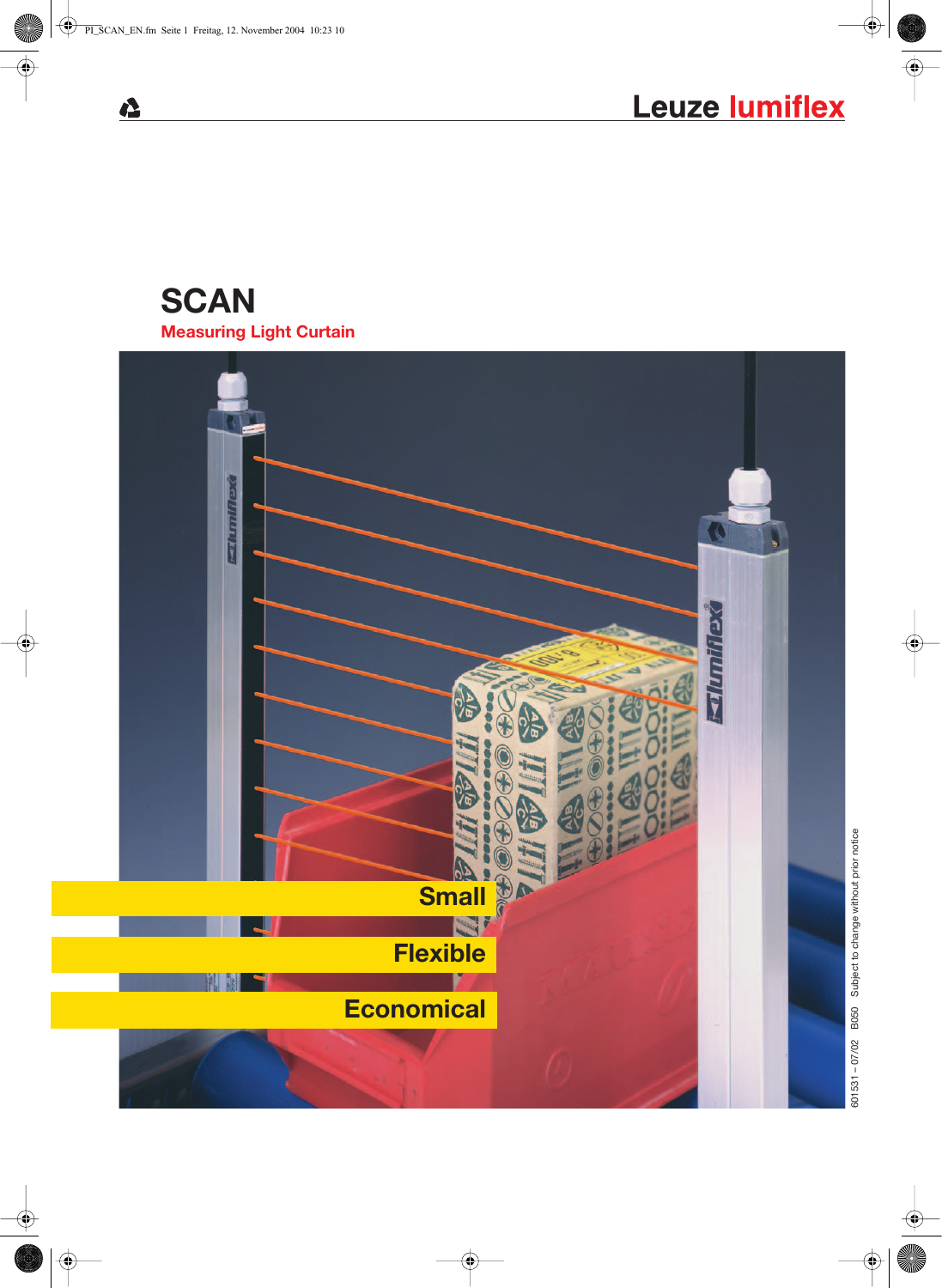Leuze lumiflex

# SCAN

## Measuring Light Curtain

**Small**

**Flexible**

**Economical**

601531 – 07/02 B050 Subject to change without prior notice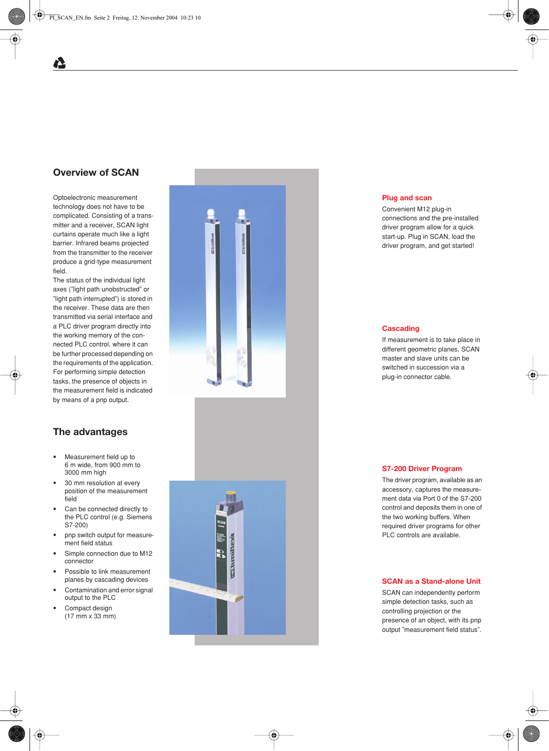## Overview of SCAN

Optoelectronic measurement technology does not have to be complicated. Consisting of a transmitter and a receiver, SCAN light curtains operate much like a light barrier. Infrared beams projected from the transmitter to the receiver produce a grid-type measurement field.
The status of the individual light axes ("light path unobstructed" or "light path interrupted") is stored in the receiver. These data are then transmitted via serial interface and a PLC driver program directly into the working memory of the connected PLC control, where it can be further processed depending on the requirements of the application.
For performing simple detection tasks, the presence of objects in the measurement field is indicated by means of a pnp output.

## The advantages

- Measurement field up to 6 m wide, from 900 mm to 3000 mm high
- 30 mm resolution at every position of the measurement field
- Can be connected directly to the PLC control (e.g. Siemens S7-200)
- pnp switch output for measurement field status
- Simple connection due to M12 connector
- Possible to link measurement planes by cascading devices
- Contamination and error signal output to the PLC
- Compact design (17 mm x 33 mm)

### Plug and scan

Convenient M12 plug-in connections and the pre-installed driver program allow for a quick start-up. Plug in SCAN, load the driver program, and get started!

### Cascading

If measurement is to take place in different geometric planes, SCAN master and slave units can be switched in succession via a plug-in connector cable.

### S7-200 Driver Program

The driver program, available as an accessory, captures the measurement data via Port 0 of the S7-200 control and deposits them in one of the two working buffers. When required driver programs for other PLC controls are available.

### SCAN as a Stand-alone Unit

SCAN can independently perform simple detection tasks, such as controlling projection or the presence of an object, with its pnp output "measurement field status".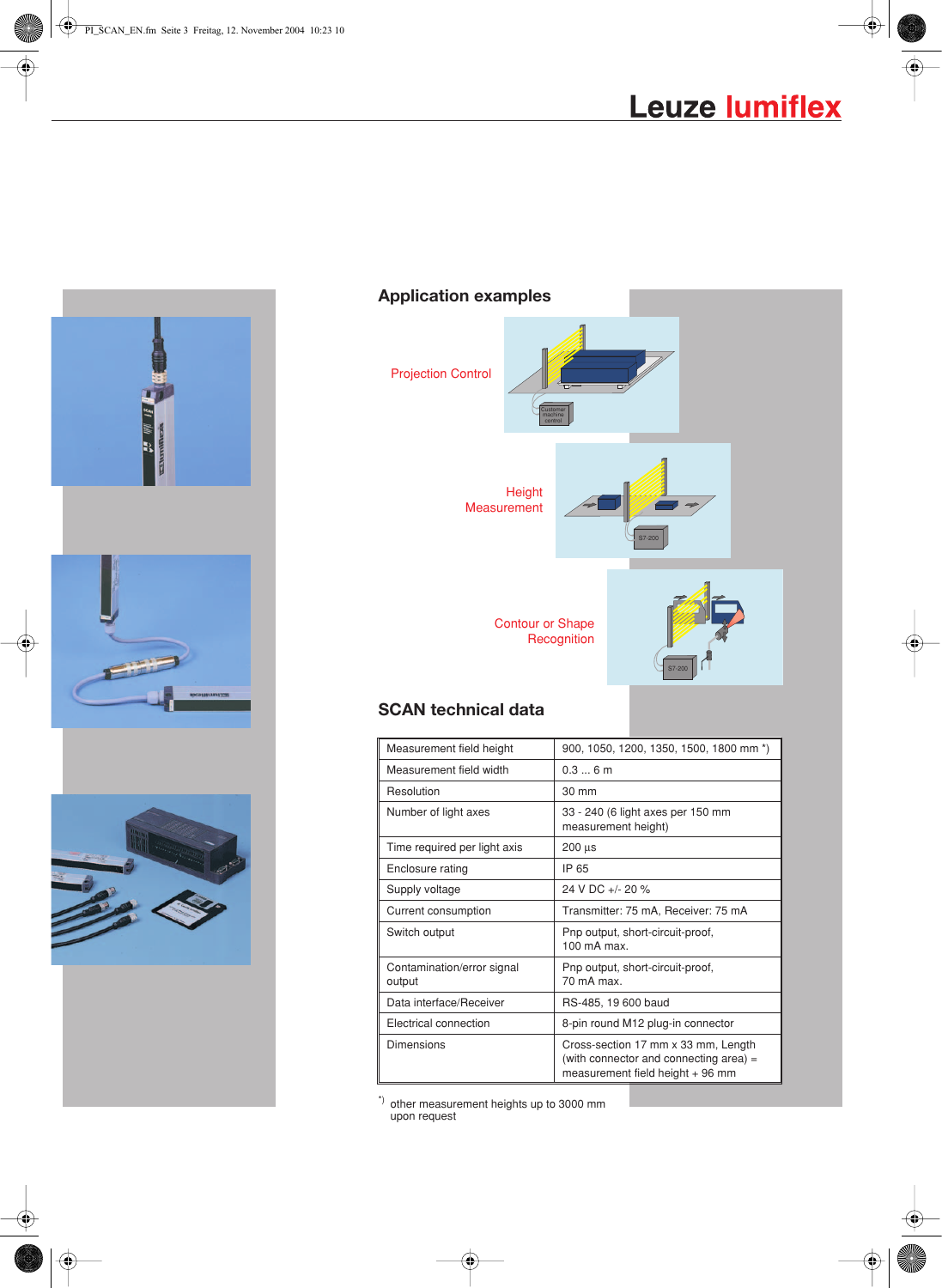# Leuze lumiflex

## Application examples

Projection Control

Customer machine control

Height Measurement

S7-200

Contour or Shape Recognition

S7-200

## SCAN technical data

| | |
|---|---|
| Measurement field height | 900, 1050, 1200, 1350, 1500, 1800 mm *) |
| Measurement field width | 0.3 ... 6 m |
| Resolution | 30 mm |
| Number of light axes | 33 - 240 (6 light axes per 150 mm measurement height) |
| Time required per light axis | 200 µs |
| Enclosure rating | IP 65 |
| Supply voltage | 24 V DC +/- 20 % |
| Current consumption | Transmitter: 75 mA, Receiver: 75 mA |
| Switch output | Pnp output, short-circuit-proof, 100 mA max. |
| Contamination/error signal output | Pnp output, short-circuit-proof, 70 mA max. |
| Data interface/Receiver | RS-485, 19 600 baud |
| Electrical connection | 8-pin round M12 plug-in connector |
| Dimensions | Cross-section 17 mm x 33 mm, Length (with connector and connecting area) = measurement field height + 96 mm |

*) other measurement heights up to 3000 mm upon request